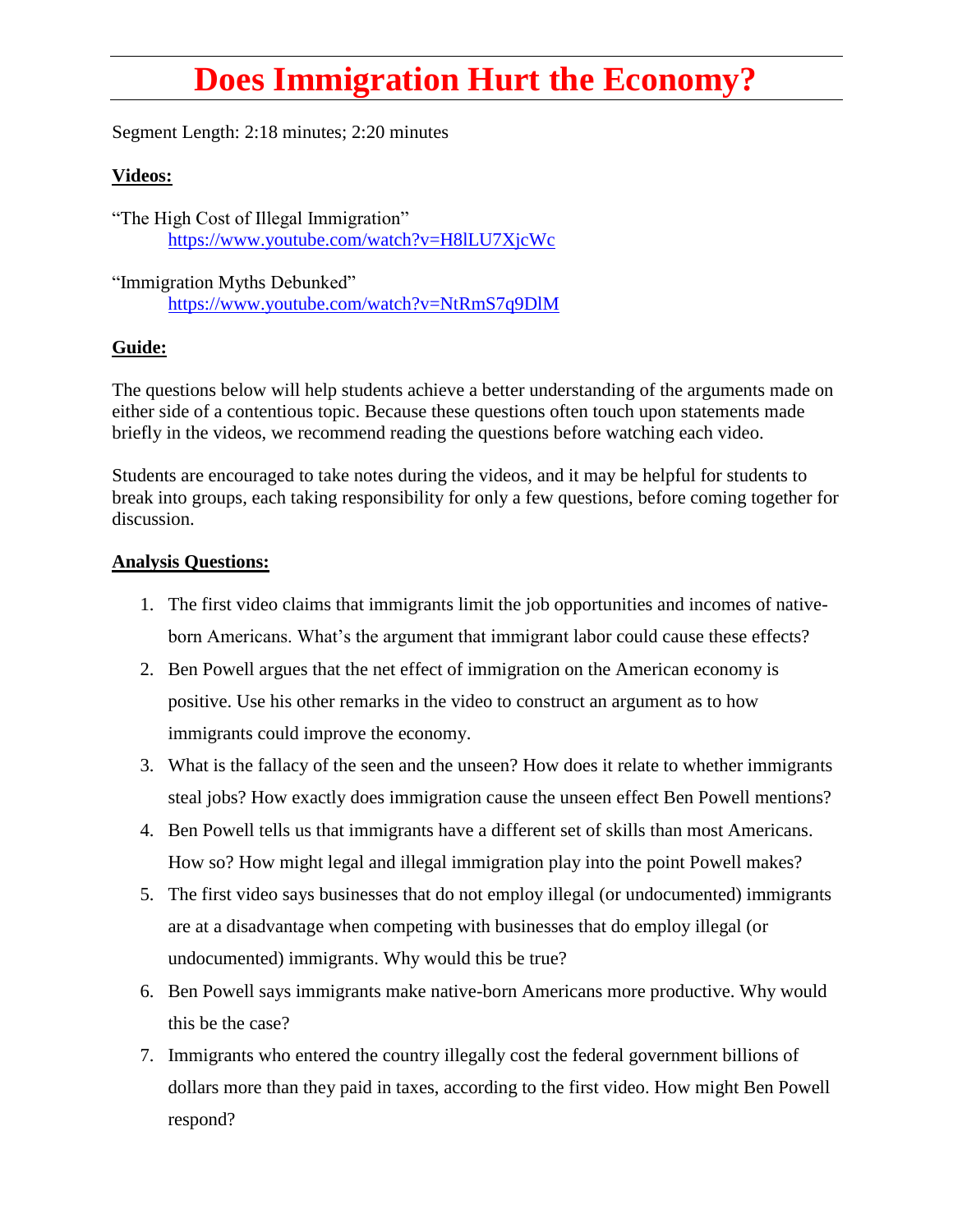# Does Immigration Hurt the Economy?

Segment Length: 2:18 minutes; 2:20 minutes

**Videos:**

"The High Cost of Illegal Immigration"
[https://www.youtube.com/watch?v=H8lLU7XjcWc](https://www.youtube.com/watch?v=H8lLU7XjcWc)

"Immigration Myths Debunked"
[https://www.youtube.com/watch?v=NtRmS7q9DlM](https://www.youtube.com/watch?v=NtRmS7q9DlM)

**Guide:**

The questions below will help students achieve a better understanding of the arguments made on either side of a contentious topic. Because these questions often touch upon statements made briefly in the videos, we recommend reading the questions before watching each video.

Students are encouraged to take notes during the videos, and it may be helpful for students to break into groups, each taking responsibility for only a few questions, before coming together for discussion.

**Analysis Questions:**

1. The first video claims that immigrants limit the job opportunities and incomes of native-born Americans. What's the argument that immigrant labor could cause these effects?
2. Ben Powell argues that the net effect of immigration on the American economy is positive. Use his other remarks in the video to construct an argument as to how immigrants could improve the economy.
3. What is the fallacy of the seen and the unseen? How does it relate to whether immigrants steal jobs? How exactly does immigration cause the unseen effect Ben Powell mentions?
4. Ben Powell tells us that immigrants have a different set of skills than most Americans. How so? How might legal and illegal immigration play into the point Powell makes?
5. The first video says businesses that do not employ illegal (or undocumented) immigrants are at a disadvantage when competing with businesses that do employ illegal (or undocumented) immigrants. Why would this be true?
6. Ben Powell says immigrants make native-born Americans more productive. Why would this be the case?
7. Immigrants who entered the country illegally cost the federal government billions of dollars more than they paid in taxes, according to the first video. How might Ben Powell respond?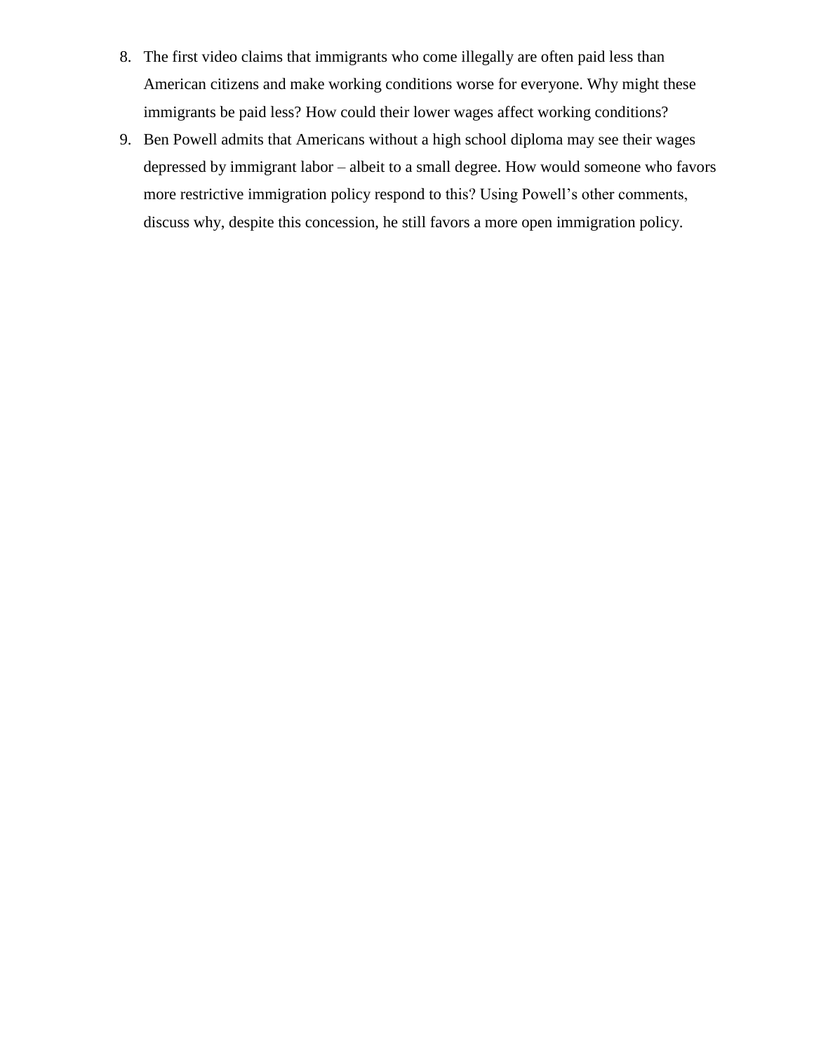8. The first video claims that immigrants who come illegally are often paid less than American citizens and make working conditions worse for everyone. Why might these immigrants be paid less? How could their lower wages affect working conditions?
9. Ben Powell admits that Americans without a high school diploma may see their wages depressed by immigrant labor – albeit to a small degree. How would someone who favors more restrictive immigration policy respond to this? Using Powell's other comments, discuss why, despite this concession, he still favors a more open immigration policy.